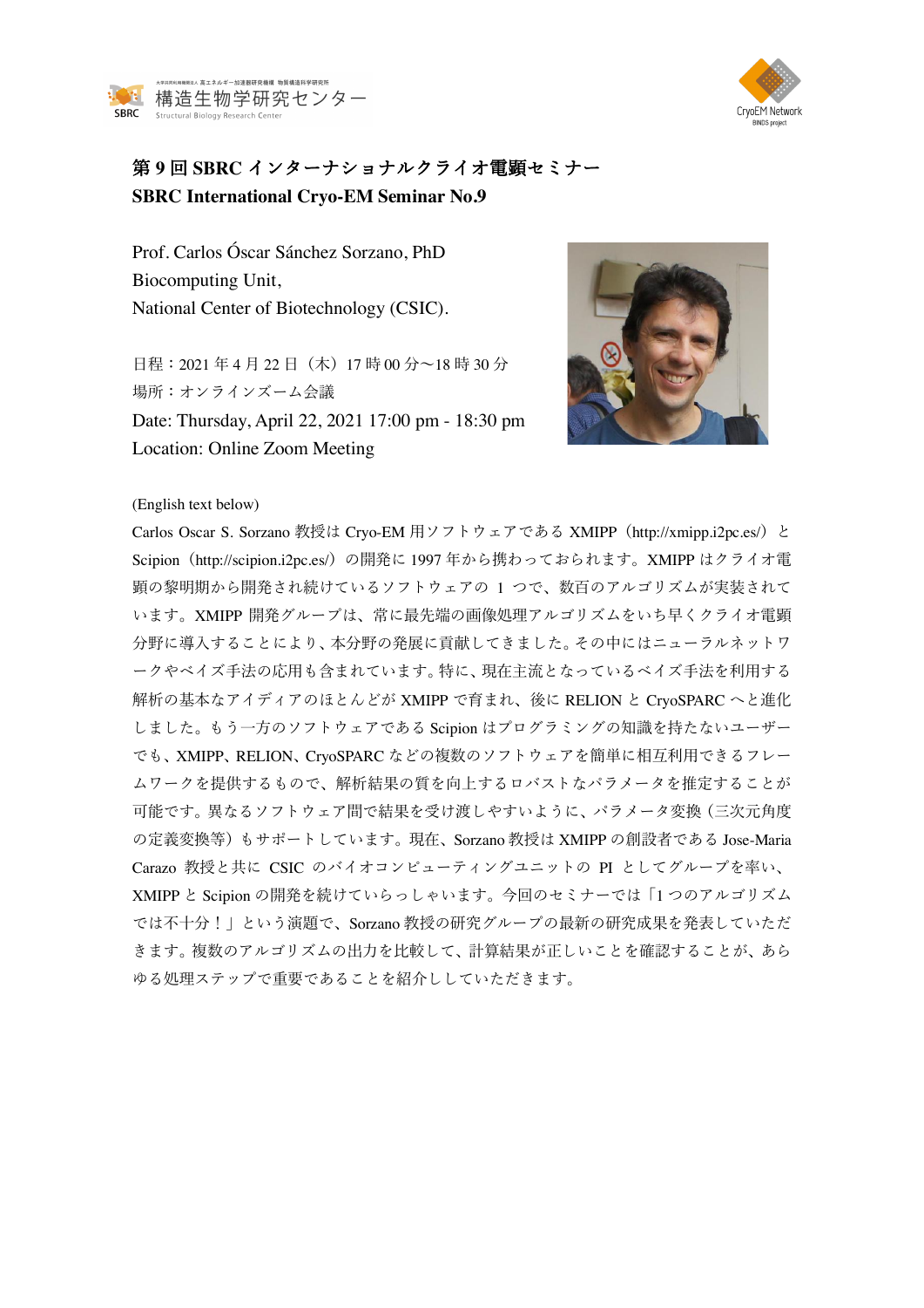# 第 9 回 SBRC インターナショナルクライオ電顕セミナー
# SBRC International Cryo-EM Seminar No.9

Prof. Carlos Óscar Sánchez Sorzano, PhD
Biocomputing Unit,
National Center of Biotechnology (CSIC).

日程：2021 年 4 月 22 日（木）17 時 00 分～18 時 30 分
場所：オンラインズーム会議
Date: Thursday, April 22, 2021 17:00 pm - 18:30 pm
Location: Online Zoom Meeting

(English text below)

Carlos Oscar S. Sorzano 教授は Cryo-EM 用ソフトウェアである XMIPP（http://xmipp.i2pc.es/）と Scipion（http://scipion.i2pc.es/）の開発に 1997 年から携わっておられます。XMIPP はクライオ電顕の黎明期から開発され続けているソフトウェアの 1 つで、数百のアルゴリズムが実装されています。XMIPP 開発グループは、常に最先端の画像処理アルゴリズムをいち早くクライオ電顕分野に導入することにより、本分野の発展に貢献してきました。その中にはニューラルネットワークやベイズ手法の応用も含まれています。特に、現在主流となっているベイズ手法を利用する解析の基本なアイディアのほとんどが XMIPP で育まれ、後に RELION と CryoSPARC へと進化しました。もう一方のソフトウェアである Scipion はプログラミングの知識を持たないユーザーでも、XMIPP、RELION、CryoSPARC などの複数のソフトウェアを簡単に相互利用できるフレームワークを提供するもので、解析結果の質を向上するロバストなパラメータを推定することが可能です。異なるソフトウェア間で結果を受け渡しやすいように、パラメータ変換（三次元角度の定義変換等）もサポートしています。現在、Sorzano 教授は XMIPP の創設者である Jose-Maria Carazo 教授と共に CSIC のバイオコンピューティングユニットの PI としてグループを率い、XMIPP と Scipion の開発を続けていらっしゃいます。今回のセミナーでは「1 つのアルゴリズムでは不十分！」という演題で、Sorzano 教授の研究グループの最新の研究成果を発表していただきます。複数のアルゴリズムの出力を比較して、計算結果が正しいことを確認することが、あらゆる処理ステップで重要であることを紹介ししていただきます。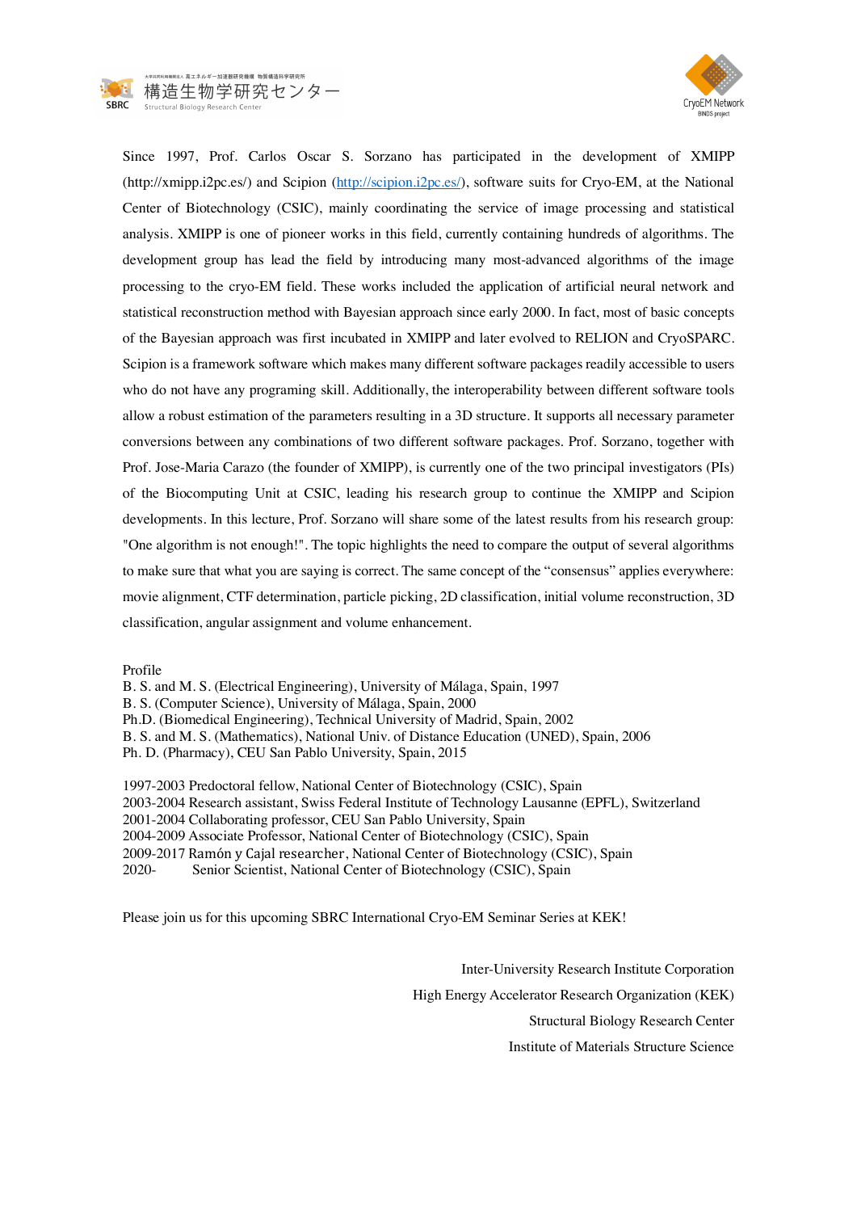Since 1997, Prof. Carlos Oscar S. Sorzano has participated in the development of XMIPP (http://xmipp.i2pc.es/) and Scipion (http://scipion.i2pc.es/), software suits for Cryo-EM, at the National Center of Biotechnology (CSIC), mainly coordinating the service of image processing and statistical analysis. XMIPP is one of pioneer works in this field, currently containing hundreds of algorithms. The development group has lead the field by introducing many most-advanced algorithms of the image processing to the cryo-EM field. These works included the application of artificial neural network and statistical reconstruction method with Bayesian approach since early 2000. In fact, most of basic concepts of the Bayesian approach was first incubated in XMIPP and later evolved to RELION and CryoSPARC. Scipion is a framework software which makes many different software packages readily accessible to users who do not have any programing skill. Additionally, the interoperability between different software tools allow a robust estimation of the parameters resulting in a 3D structure. It supports all necessary parameter conversions between any combinations of two different software packages. Prof. Sorzano, together with Prof. Jose-Maria Carazo (the founder of XMIPP), is currently one of the two principal investigators (PIs) of the Biocomputing Unit at CSIC, leading his research group to continue the XMIPP and Scipion developments. In this lecture, Prof. Sorzano will share some of the latest results from his research group: "One algorithm is not enough!". The topic highlights the need to compare the output of several algorithms to make sure that what you are saying is correct. The same concept of the "consensus" applies everywhere: movie alignment, CTF determination, particle picking, 2D classification, initial volume reconstruction, 3D classification, angular assignment and volume enhancement.

Profile

B. S. and M. S. (Electrical Engineering), University of Málaga, Spain, 1997
B. S. (Computer Science), University of Málaga, Spain, 2000
Ph.D. (Biomedical Engineering), Technical University of Madrid, Spain, 2002
B. S. and M. S. (Mathematics), National Univ. of Distance Education (UNED), Spain, 2006
Ph. D. (Pharmacy), CEU San Pablo University, Spain, 2015

1997-2003 Predoctoral fellow, National Center of Biotechnology (CSIC), Spain
2003-2004 Research assistant, Swiss Federal Institute of Technology Lausanne (EPFL), Switzerland
2001-2004 Collaborating professor, CEU San Pablo University, Spain
2004-2009 Associate Professor, National Center of Biotechnology (CSIC), Spain
2009-2017 Ramón y Cajal researcher, National Center of Biotechnology (CSIC), Spain
2020- Senior Scientist, National Center of Biotechnology (CSIC), Spain

Please join us for this upcoming SBRC International Cryo-EM Seminar Series at KEK!

Inter-University Research Institute Corporation
High Energy Accelerator Research Organization (KEK)
Structural Biology Research Center
Institute of Materials Structure Science